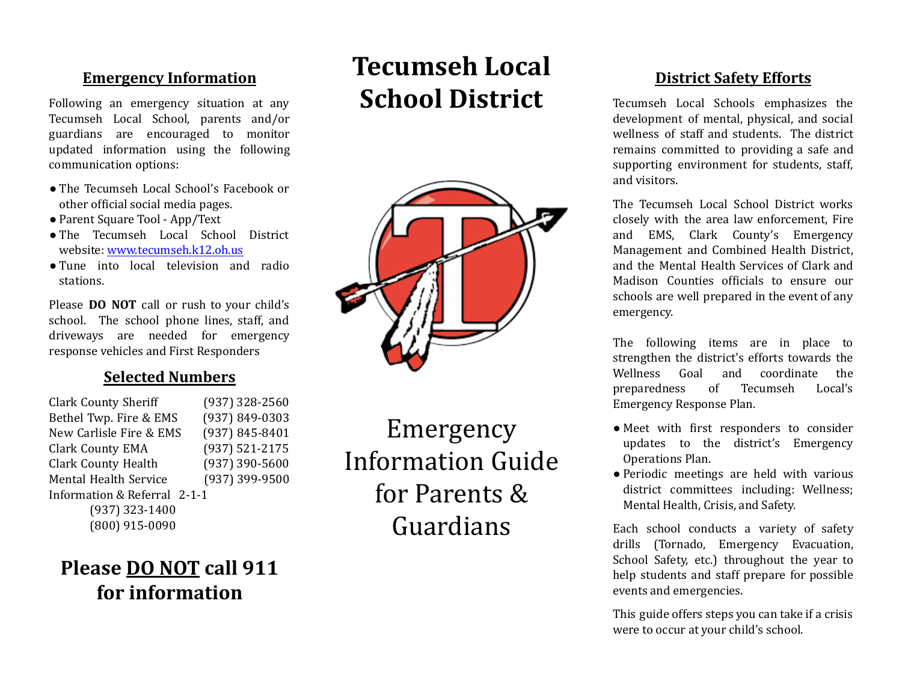## Emergency Information

Following an emergency situation at any Tecumseh Local School, parents and/or guardians are encouraged to monitor updated information using the following communication options:

- The Tecumseh Local School's Facebook or other official social media pages.
- Parent Square Tool - App/Text
- The Tecumseh Local School District website: www.tecumseh.k12.oh.us
- Tune into local television and radio stations.

Please **DO NOT** call or rush to your child's school. The school phone lines, staff, and driveways are needed for emergency response vehicles and First Responders

## Selected Numbers

| | |
|---|---|
| Clark County Sheriff | (937) 328-2560 |
| Bethel Twp. Fire & EMS | (937) 849-0303 |
| New Carlisle Fire & EMS | (937) 845-8401 |
| Clark County EMA | (937) 521-2175 |
| Clark County Health | (937) 390-5600 |
| Mental Health Service | (937) 399-9500 |
| Information & Referral | 2-1-1 |
| | (937) 323-1400 |
| | (800) 915-0090 |

# Please DO NOT call 911 for information

# Tecumseh Local School District

# Emergency Information Guide for Parents & Guardians

## District Safety Efforts

Tecumseh Local Schools emphasizes the development of mental, physical, and social wellness of staff and students. The district remains committed to providing a safe and supporting environment for students, staff, and visitors.

The Tecumseh Local School District works closely with the area law enforcement, Fire and EMS, Clark County's Emergency Management and Combined Health District, and the Mental Health Services of Clark and Madison Counties officials to ensure our schools are well prepared in the event of any emergency.

The following items are in place to strengthen the district's efforts towards the Wellness Goal and coordinate the preparedness of Tecumseh Local's Emergency Response Plan.

- Meet with first responders to consider updates to the district's Emergency Operations Plan.
- Periodic meetings are held with various district committees including: Wellness; Mental Health, Crisis, and Safety.

Each school conducts a variety of safety drills (Tornado, Emergency Evacuation, School Safety, etc.) throughout the year to help students and staff prepare for possible events and emergencies.

This guide offers steps you can take if a crisis were to occur at your child's school.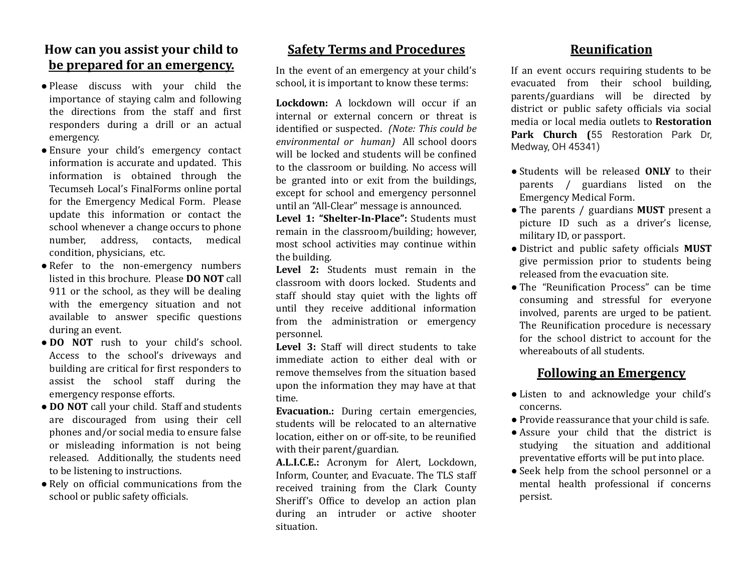## How can you assist your child to be prepared for an emergency.

- Please discuss with your child the importance of staying calm and following the directions from the staff and first responders during a drill or an actual emergency.
- Ensure your child's emergency contact information is accurate and updated. This information is obtained through the Tecumseh Local's FinalForms online portal for the Emergency Medical Form. Please update this information or contact the school whenever a change occurs to phone number, address, contacts, medical condition, physicians, etc.
- Refer to the non-emergency numbers listed in this brochure. Please **DO NOT** call 911 or the school, as they will be dealing with the emergency situation and not available to answer specific questions during an event.
- **DO NOT** rush to your child's school. Access to the school's driveways and building are critical for first responders to assist the school staff during the emergency response efforts.
- **DO NOT** call your child. Staff and students are discouraged from using their cell phones and/or social media to ensure false or misleading information is not being released. Additionally, the students need to be listening to instructions.
- Rely on official communications from the school or public safety officials.

## Safety Terms and Procedures

In the event of an emergency at your child's school, it is important to know these terms:

**Lockdown:** A lockdown will occur if an internal or external concern or threat is identified or suspected. *(Note: This could be environmental or human)* All school doors will be locked and students will be confined to the classroom or building. No access will be granted into or exit from the buildings, except for school and emergency personnel until an "All-Clear" message is announced.

**Level 1: "Shelter-In-Place":** Students must remain in the classroom/building; however, most school activities may continue within the building.

**Level 2:** Students must remain in the classroom with doors locked. Students and staff should stay quiet with the lights off until they receive additional information from the administration or emergency personnel.

**Level 3:** Staff will direct students to take immediate action to either deal with or remove themselves from the situation based upon the information they may have at that time.

**Evacuation.:** During certain emergencies, students will be relocated to an alternative location, either on or off-site, to be reunified with their parent/guardian.

**A.L.I.C.E.:** Acronym for Alert, Lockdown, Inform, Counter, and Evacuate. The TLS staff received training from the Clark County Sheriff's Office to develop an action plan during an intruder or active shooter situation.

## Reunification

If an event occurs requiring students to be evacuated from their school building, parents/guardians will be directed by district or public safety officials via social media or local media outlets to **Restoration Park Church (**55 Restoration Park Dr, Medway, OH 45341)

- Students will be released **ONLY** to their parents / guardians listed on the Emergency Medical Form.
- The parents / guardians **MUST** present a picture ID such as a driver's license, military ID, or passport.
- District and public safety officials **MUST** give permission prior to students being released from the evacuation site.
- The "Reunification Process" can be time consuming and stressful for everyone involved, parents are urged to be patient. The Reunification procedure is necessary for the school district to account for the whereabouts of all students.

## Following an Emergency

- Listen to and acknowledge your child's concerns.
- Provide reassurance that your child is safe.
- Assure your child that the district is studying the situation and additional preventative efforts will be put into place.
- Seek help from the school personnel or a mental health professional if concerns persist.